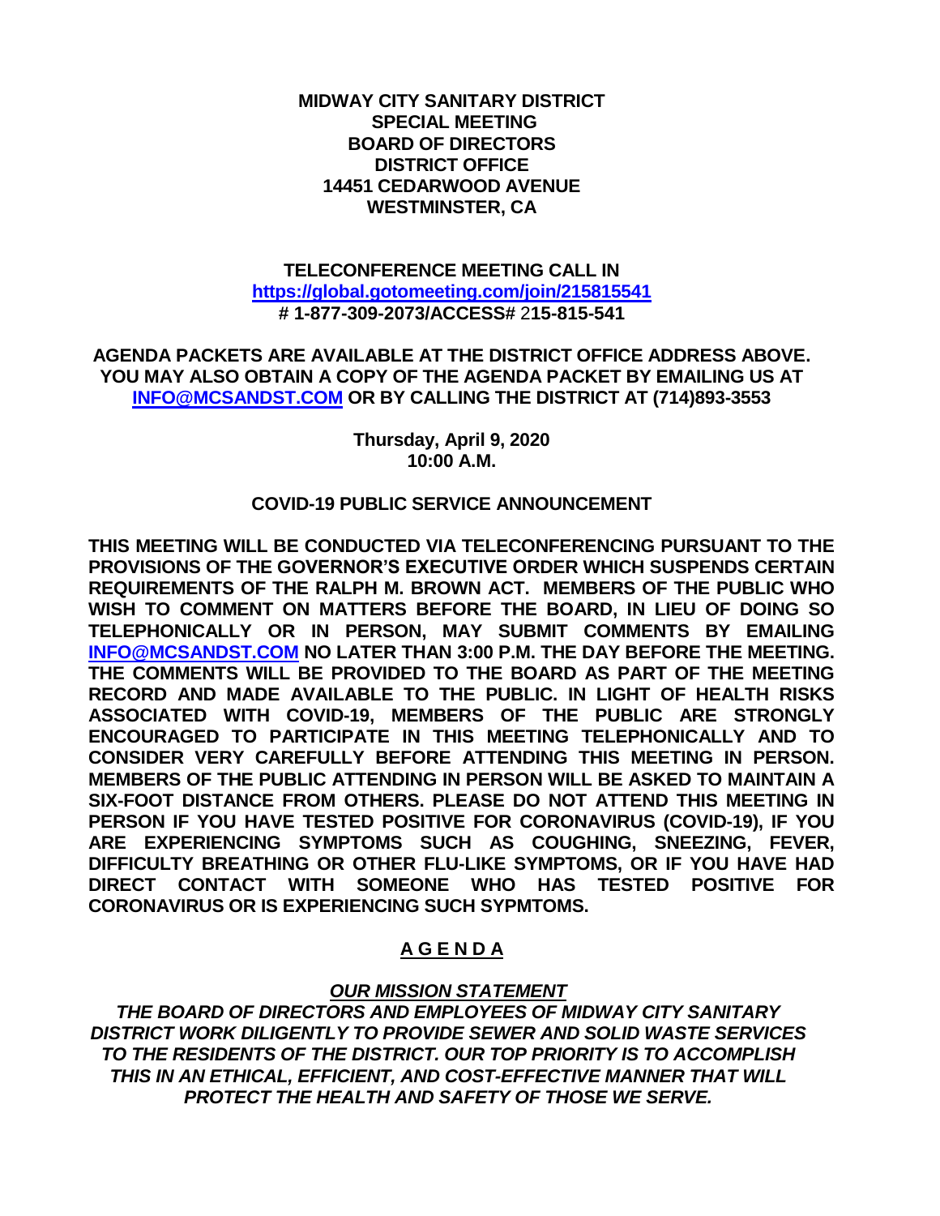**MIDWAY CITY SANITARY DISTRICT**
**SPECIAL MEETING**
**BOARD OF DIRECTORS**
**DISTRICT OFFICE**
**14451 CEDARWOOD AVENUE**
**WESTMINSTER, CA**

**TELECONFERENCE MEETING CALL IN**
**https://global.gotomeeting.com/join/215815541**
**# 1-877-309-2073/ACCESS# 215-815-541**

**AGENDA PACKETS ARE AVAILABLE AT THE DISTRICT OFFICE ADDRESS ABOVE. YOU MAY ALSO OBTAIN A COPY OF THE AGENDA PACKET BY EMAILING US AT INFO@MCSANDST.COM OR BY CALLING THE DISTRICT AT (714)893-3553**

**Thursday, April 9, 2020**
**10:00 A.M.**

**COVID-19 PUBLIC SERVICE ANNOUNCEMENT**

**THIS MEETING WILL BE CONDUCTED VIA TELECONFERENCING PURSUANT TO THE PROVISIONS OF THE GOVERNOR'S EXECUTIVE ORDER WHICH SUSPENDS CERTAIN REQUIREMENTS OF THE RALPH M. BROWN ACT. MEMBERS OF THE PUBLIC WHO WISH TO COMMENT ON MATTERS BEFORE THE BOARD, IN LIEU OF DOING SO TELEPHONICALLY OR IN PERSON, MAY SUBMIT COMMENTS BY EMAILING INFO@MCSANDST.COM NO LATER THAN 3:00 P.M. THE DAY BEFORE THE MEETING. THE COMMENTS WILL BE PROVIDED TO THE BOARD AS PART OF THE MEETING RECORD AND MADE AVAILABLE TO THE PUBLIC. IN LIGHT OF HEALTH RISKS ASSOCIATED WITH COVID-19, MEMBERS OF THE PUBLIC ARE STRONGLY ENCOURAGED TO PARTICIPATE IN THIS MEETING TELEPHONICALLY AND TO CONSIDER VERY CAREFULLY BEFORE ATTENDING THIS MEETING IN PERSON. MEMBERS OF THE PUBLIC ATTENDING IN PERSON WILL BE ASKED TO MAINTAIN A SIX-FOOT DISTANCE FROM OTHERS. PLEASE DO NOT ATTEND THIS MEETING IN PERSON IF YOU HAVE TESTED POSITIVE FOR CORONAVIRUS (COVID-19), IF YOU ARE EXPERIENCING SYMPTOMS SUCH AS COUGHING, SNEEZING, FEVER, DIFFICULTY BREATHING OR OTHER FLU-LIKE SYMPTOMS, OR IF YOU HAVE HAD DIRECT CONTACT WITH SOMEONE WHO HAS TESTED POSITIVE FOR CORONAVIRUS OR IS EXPERIENCING SUCH SYPMTOMS.**

## A G E N D A

***OUR MISSION STATEMENT***

***THE BOARD OF DIRECTORS AND EMPLOYEES OF MIDWAY CITY SANITARY DISTRICT WORK DILIGENTLY TO PROVIDE SEWER AND SOLID WASTE SERVICES TO THE RESIDENTS OF THE DISTRICT. OUR TOP PRIORITY IS TO ACCOMPLISH THIS IN AN ETHICAL, EFFICIENT, AND COST-EFFECTIVE MANNER THAT WILL PROTECT THE HEALTH AND SAFETY OF THOSE WE SERVE.***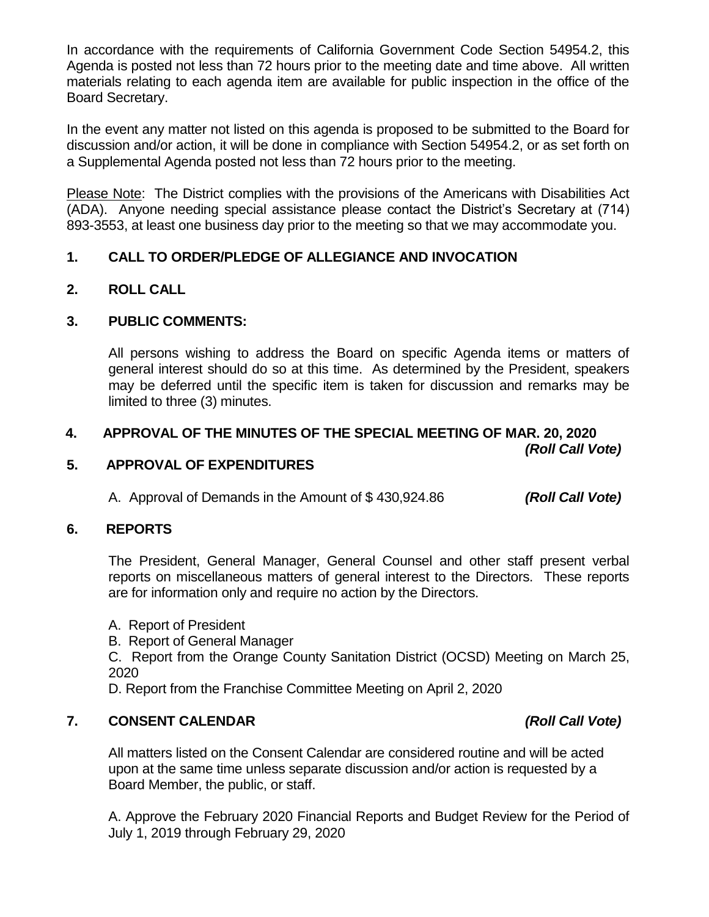In accordance with the requirements of California Government Code Section 54954.2, this Agenda is posted not less than 72 hours prior to the meeting date and time above. All written materials relating to each agenda item are available for public inspection in the office of the Board Secretary.

In the event any matter not listed on this agenda is proposed to be submitted to the Board for discussion and/or action, it will be done in compliance with Section 54954.2, or as set forth on a Supplemental Agenda posted not less than 72 hours prior to the meeting.

Please Note: The District complies with the provisions of the Americans with Disabilities Act (ADA). Anyone needing special assistance please contact the District's Secretary at (714) 893-3553, at least one business day prior to the meeting so that we may accommodate you.

**1. CALL TO ORDER/PLEDGE OF ALLEGIANCE AND INVOCATION**

**2. ROLL CALL**

**3. PUBLIC COMMENTS:**

All persons wishing to address the Board on specific Agenda items or matters of general interest should do so at this time. As determined by the President, speakers may be deferred until the specific item is taken for discussion and remarks may be limited to three (3) minutes.

**4. APPROVAL OF THE MINUTES OF THE SPECIAL MEETING OF MAR. 20, 2020** ***(Roll Call Vote)***

**5. APPROVAL OF EXPENDITURES**

A. Approval of Demands in the Amount of $ 430,924.86 ***(Roll Call Vote)***

**6. REPORTS**

The President, General Manager, General Counsel and other staff present verbal reports on miscellaneous matters of general interest to the Directors. These reports are for information only and require no action by the Directors.

A. Report of President

B. Report of General Manager

C. Report from the Orange County Sanitation District (OCSD) Meeting on March 25, 2020

D. Report from the Franchise Committee Meeting on April 2, 2020

**7. CONSENT CALENDAR** ***(Roll Call Vote)***

All matters listed on the Consent Calendar are considered routine and will be acted upon at the same time unless separate discussion and/or action is requested by a Board Member, the public, or staff.

A. Approve the February 2020 Financial Reports and Budget Review for the Period of July 1, 2019 through February 29, 2020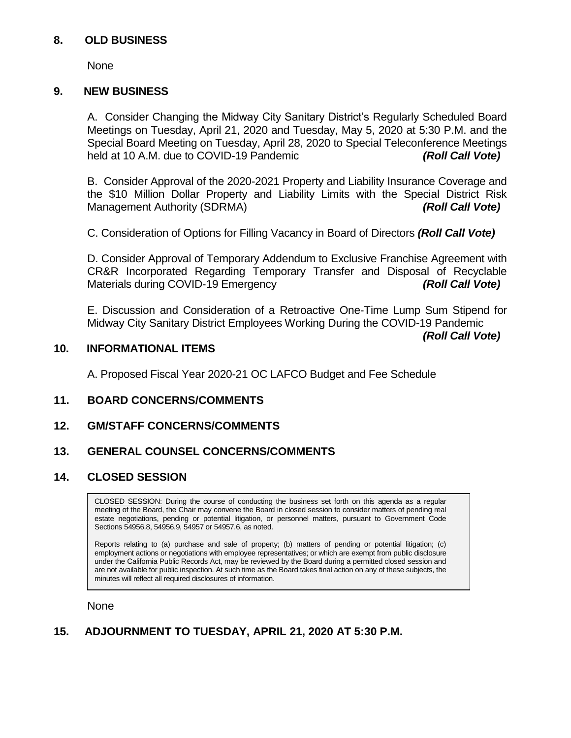## 8. OLD BUSINESS

None

## 9. NEW BUSINESS

A. Consider Changing the Midway City Sanitary District's Regularly Scheduled Board Meetings on Tuesday, April 21, 2020 and Tuesday, May 5, 2020 at 5:30 P.M. and the Special Board Meeting on Tuesday, April 28, 2020 to Special Teleconference Meetings held at 10 A.M. due to COVID-19 Pandemic ***(Roll Call Vote)***

B. Consider Approval of the 2020-2021 Property and Liability Insurance Coverage and the $10 Million Dollar Property and Liability Limits with the Special District Risk Management Authority (SDRMA) ***(Roll Call Vote)***

C. Consideration of Options for Filling Vacancy in Board of Directors ***(Roll Call Vote)***

D. Consider Approval of Temporary Addendum to Exclusive Franchise Agreement with CR&R Incorporated Regarding Temporary Transfer and Disposal of Recyclable Materials during COVID-19 Emergency ***(Roll Call Vote)***

E. Discussion and Consideration of a Retroactive One-Time Lump Sum Stipend for Midway City Sanitary District Employees Working During the COVID-19 Pandemic ***(Roll Call Vote)***

## 10. INFORMATIONAL ITEMS

A. Proposed Fiscal Year 2020-21 OC LAFCO Budget and Fee Schedule

## 11. BOARD CONCERNS/COMMENTS

## 12. GM/STAFF CONCERNS/COMMENTS

## 13. GENERAL COUNSEL CONCERNS/COMMENTS

## 14. CLOSED SESSION

CLOSED SESSION: During the course of conducting the business set forth on this agenda as a regular meeting of the Board, the Chair may convene the Board in closed session to consider matters of pending real estate negotiations, pending or potential litigation, or personnel matters, pursuant to Government Code Sections 54956.8, 54956.9, 54957 or 54957.6, as noted.

Reports relating to (a) purchase and sale of property; (b) matters of pending or potential litigation; (c) employment actions or negotiations with employee representatives; or which are exempt from public disclosure under the California Public Records Act, may be reviewed by the Board during a permitted closed session and are not available for public inspection. At such time as the Board takes final action on any of these subjects, the minutes will reflect all required disclosures of information.

None

## 15. ADJOURNMENT TO TUESDAY, APRIL 21, 2020 AT 5:30 P.M.